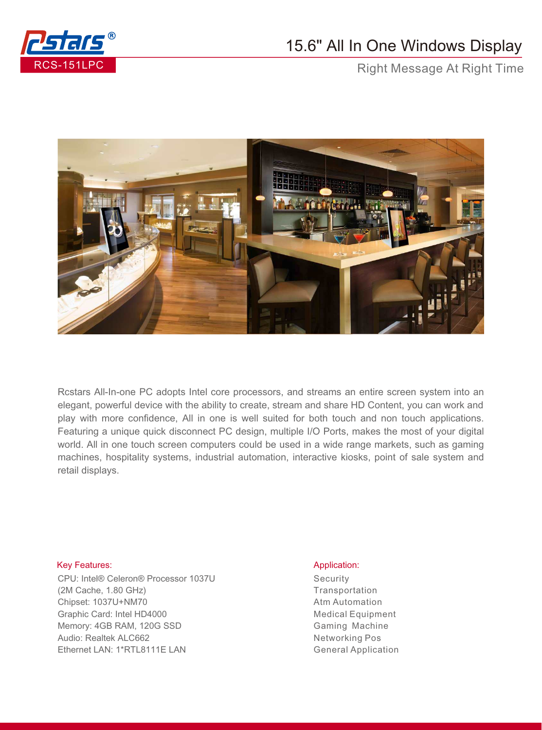RCS-151LPC

# 15.6" All In One Windows Display

Right Message At Right Time

Rcstars All-In-one PC adopts Intel core processors, and streams an entire screen system into an elegant, powerful device with the ability to create, stream and share HD Content, you can work and play with more confidence, All in one is well suited for both touch and non touch applications. Featuring a unique quick disconnect PC design, multiple I/O Ports, makes the most of your digital world. All in one touch screen computers could be used in a wide range markets, such as gaming machines, hospitality systems, industrial automation, interactive kiosks, point of sale system and retail displays.

### Key Features:

CPU: Intel® Celeron® Processor 1037U (2M Cache, 1.80 GHz)
Chipset: 1037U+NM70
Graphic Card: Intel HD4000
Memory: 4GB RAM, 120G SSD
Audio: Realtek ALC662
Ethernet LAN: 1*RTL8111E LAN

### Application:

Security
Transportation
Atm Automation
Medical Equipment
Gaming Machine
Networking Pos
General Application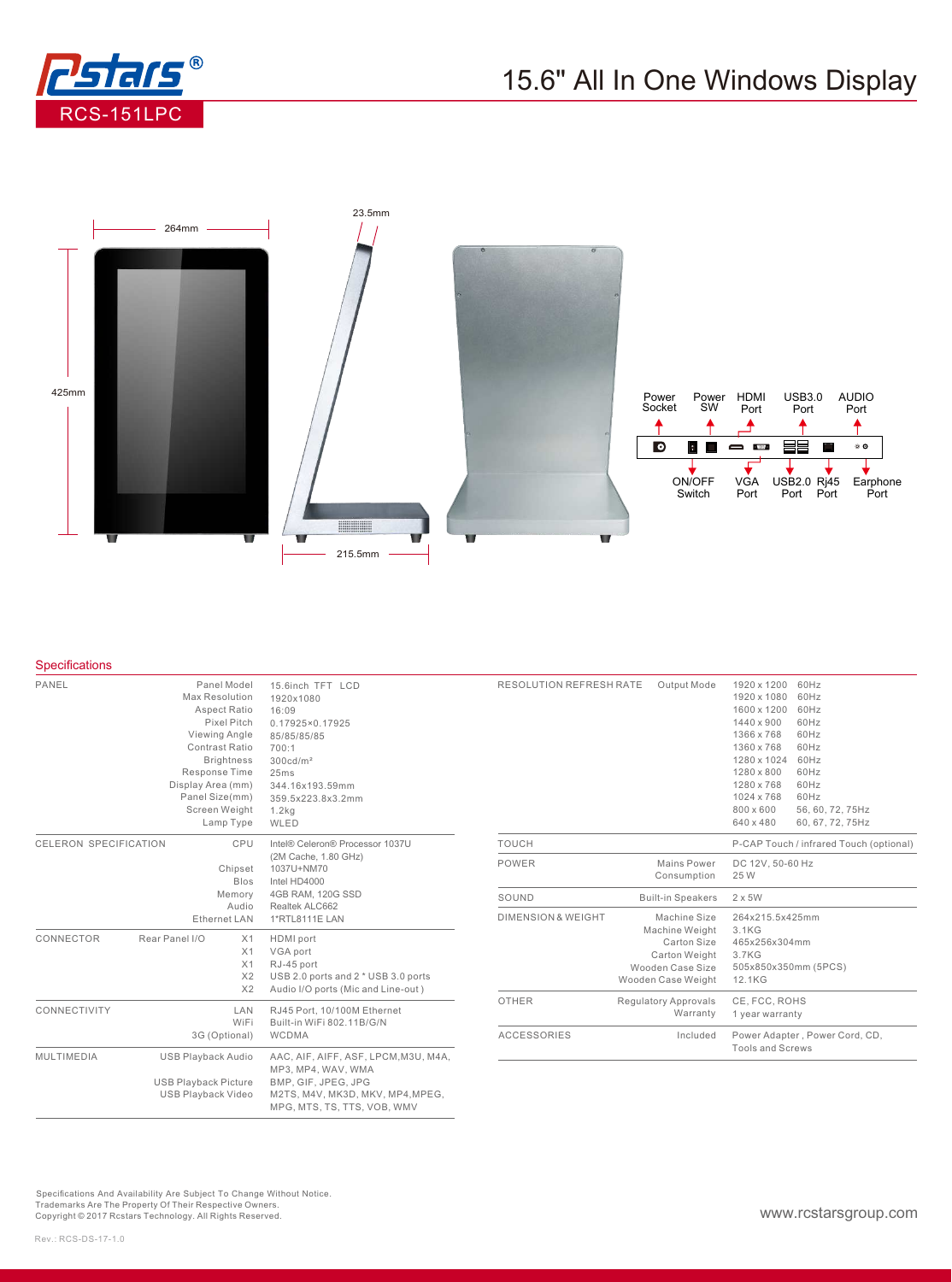Rcstars®

RCS-151LPC

# 15.6" All In One Windows Display

264mm

23.5mm

425mm

215.5mm

Power Socket | Power SW | HDMI Port | USB3.0 Port | AUDIO Port

ON/OFF Switch | VGA Port | USB2.0 Port | Rj45 Port | Earphone Port

## Specifications

| | | |
|---|---|---|
| PANEL | Panel Model | 15.6inch TFT LCD |
| | Max Resolution | 1920x1080 |
| | Aspect Ratio | 16:09 |
| | Pixel Pitch | 0.17925×0.17925 |
| | Viewing Angle | 85/85/85/85 |
| | Contrast Ratio | 700:1 |
| | Brightness | 300cd/m² |
| | Response Time | 25ms |
| | Display Area (mm) | 344.16x193.59mm |
| | Panel Size(mm) | 359.5x223.8x3.2mm |
| | Screen Weight | 1.2kg |
| | Lamp Type | WLED |
| CELERON SPECIFICATION | CPU | Intel® Celeron® Processor 1037U (2M Cache, 1.80 GHz) |
| | Chipset | 1037U+NM70 |
| | BIos | Intel HD4000 |
| | Memory | 4GB RAM, 120G SSD |
| | Audio | Realtek ALC662 |
| | Ethernet LAN | 1*RTL8111E LAN |
| CONNECTOR | Rear Panel I/O X1 | HDMI port |
| | X1 | VGA port |
| | X1 | RJ-45 port |
| | X2 | USB 2.0 ports and 2 * USB 3.0 ports |
| | X2 | Audio I/O ports (Mic and Line-out ) |
| CONNECTIVITY | LAN | RJ45 Port, 10/100M Ethernet |
| | WiFi | Built-in WiFi 802.11B/G/N |
| | 3G (Optional) | WCDMA |
| MULTIMEDIA | USB Playback Audio | AAC, AIF, AIFF, ASF, LPCM,M3U, M4A, MP3, MP4, WAV, WMA |
| | USB Playback Picture | BMP, GIF, JPEG, JPG |
| | USB Playback Video | M2TS, M4V, MK3D, MKV, MP4,MPEG, MPG, MTS, TS, TTS, VOB, WMV |

| | | |
|---|---|---|
| RESOLUTION REFRESH RATE | Output Mode | 1920 x 1200 60Hz |
| | | 1920 x 1080 60Hz |
| | | 1600 x 1200 60Hz |
| | | 1440 x 900 60Hz |
| | | 1366 x 768 60Hz |
| | | 1360 x 768 60Hz |
| | | 1280 x 1024 60Hz |
| | | 1280 x 800 60Hz |
| | | 1280 x 768 60Hz |
| | | 1024 x 768 60Hz |
| | | 800 x 600 56, 60, 72, 75Hz |
| | | 640 x 480 60, 67, 72, 75Hz |
| TOUCH | | P-CAP Touch / infrared Touch (optional) |
| POWER | Mains Power | DC 12V, 50-60 Hz |
| | Consumption | 25 W |
| SOUND | Built-in Speakers | 2 x 5W |
| DIMENSION & WEIGHT | Machine Size | 264x215.5x425mm |
| | Machine Weight | 3.1KG |
| | Carton Size | 465x256x304mm |
| | Carton Weight | 3.7KG |
| | Wooden Case Size | 505x850x350mm (5PCS) |
| | Wooden Case Weight | 12.1KG |
| OTHER | Regulatory Approvals | CE, FCC, ROHS |
| | Warranty | 1 year warranty |
| ACCESSORIES | Included | Power Adapter , Power Cord, CD, Tools and Screws |

Specifications And Availability Are Subject To Change Without Notice.
Trademarks Are The Property Of Their Respective Owners.
Copyright © 2017 Rcstars Technology. All Rights Reserved.

www.rcstarsgroup.com

Rev.: RCS-DS-17-1.0